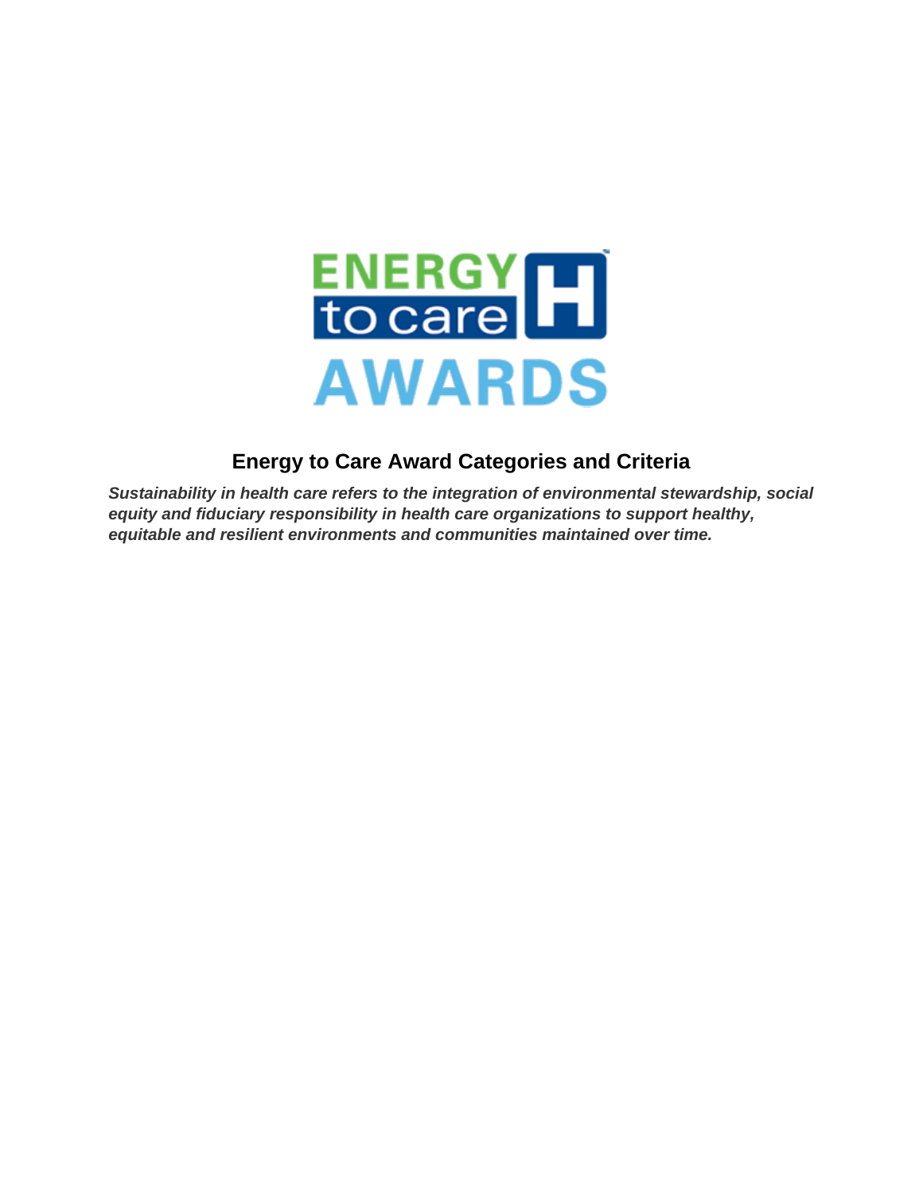ENERGY to care AWARDS

# Energy to Care Award Categories and Criteria

***Sustainability in health care refers to the integration of environmental stewardship, social equity and fiduciary responsibility in health care organizations to support healthy, equitable and resilient environments and communities maintained over time.***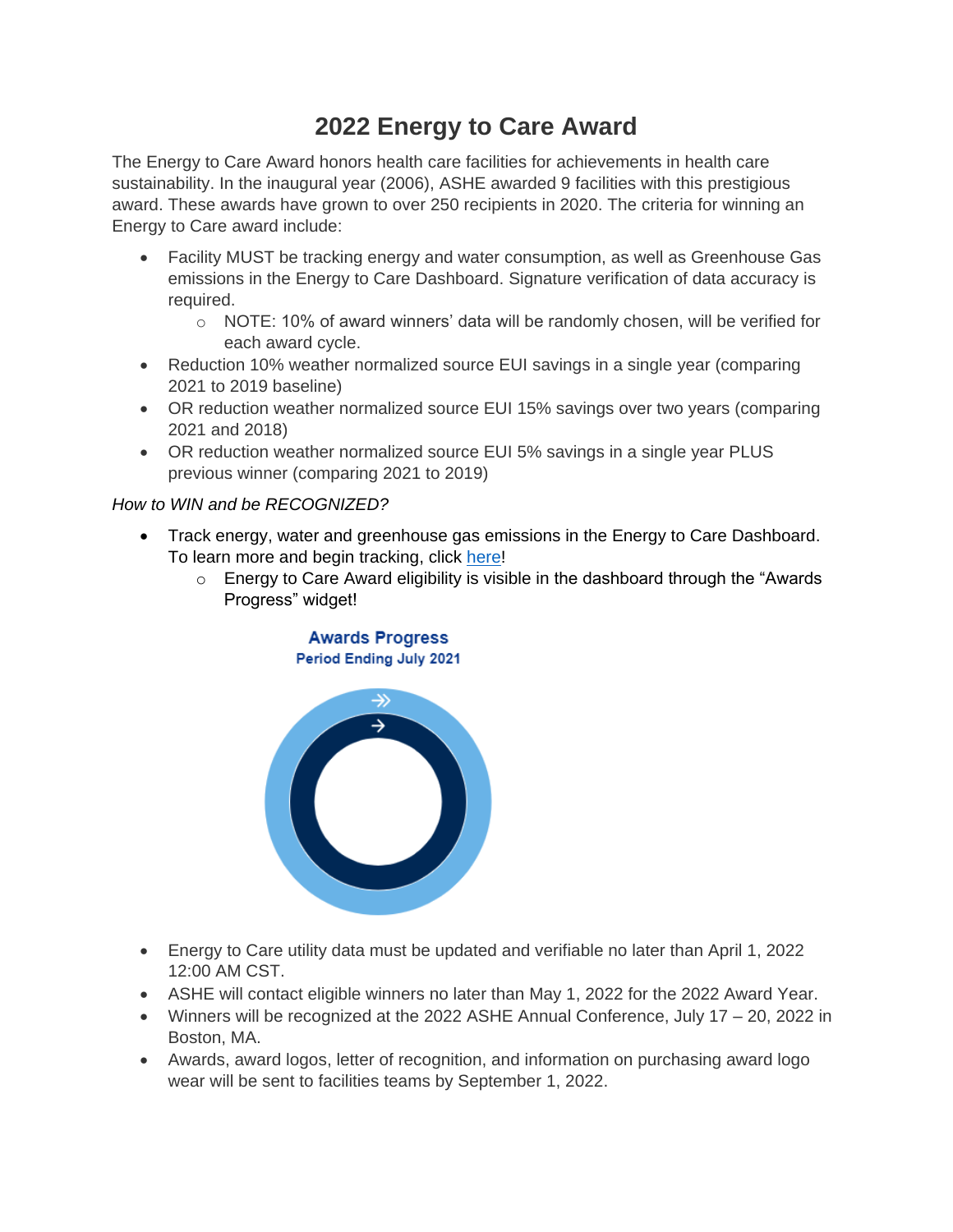# 2022 Energy to Care Award

The Energy to Care Award honors health care facilities for achievements in health care sustainability. In the inaugural year (2006), ASHE awarded 9 facilities with this prestigious award. These awards have grown to over 250 recipients in 2020. The criteria for winning an Energy to Care award include:

- Facility MUST be tracking energy and water consumption, as well as Greenhouse Gas emissions in the Energy to Care Dashboard. Signature verification of data accuracy is required.
  - NOTE: 10% of award winners' data will be randomly chosen, will be verified for each award cycle.
- Reduction 10% weather normalized source EUI savings in a single year (comparing 2021 to 2019 baseline)
- OR reduction weather normalized source EUI 15% savings over two years (comparing 2021 and 2018)
- OR reduction weather normalized source EUI 5% savings in a single year PLUS previous winner (comparing 2021 to 2019)

*How to WIN and be RECOGNIZED?*

- Track energy, water and greenhouse gas emissions in the Energy to Care Dashboard. To learn more and begin tracking, click here!
  - Energy to Care Award eligibility is visible in the dashboard through the "Awards Progress" widget!

**Awards Progress**
**Period Ending July 2021**

- Energy to Care utility data must be updated and verifiable no later than April 1, 2022 12:00 AM CST.
- ASHE will contact eligible winners no later than May 1, 2022 for the 2022 Award Year.
- Winners will be recognized at the 2022 ASHE Annual Conference, July 17 – 20, 2022 in Boston, MA.
- Awards, award logos, letter of recognition, and information on purchasing award logo wear will be sent to facilities teams by September 1, 2022.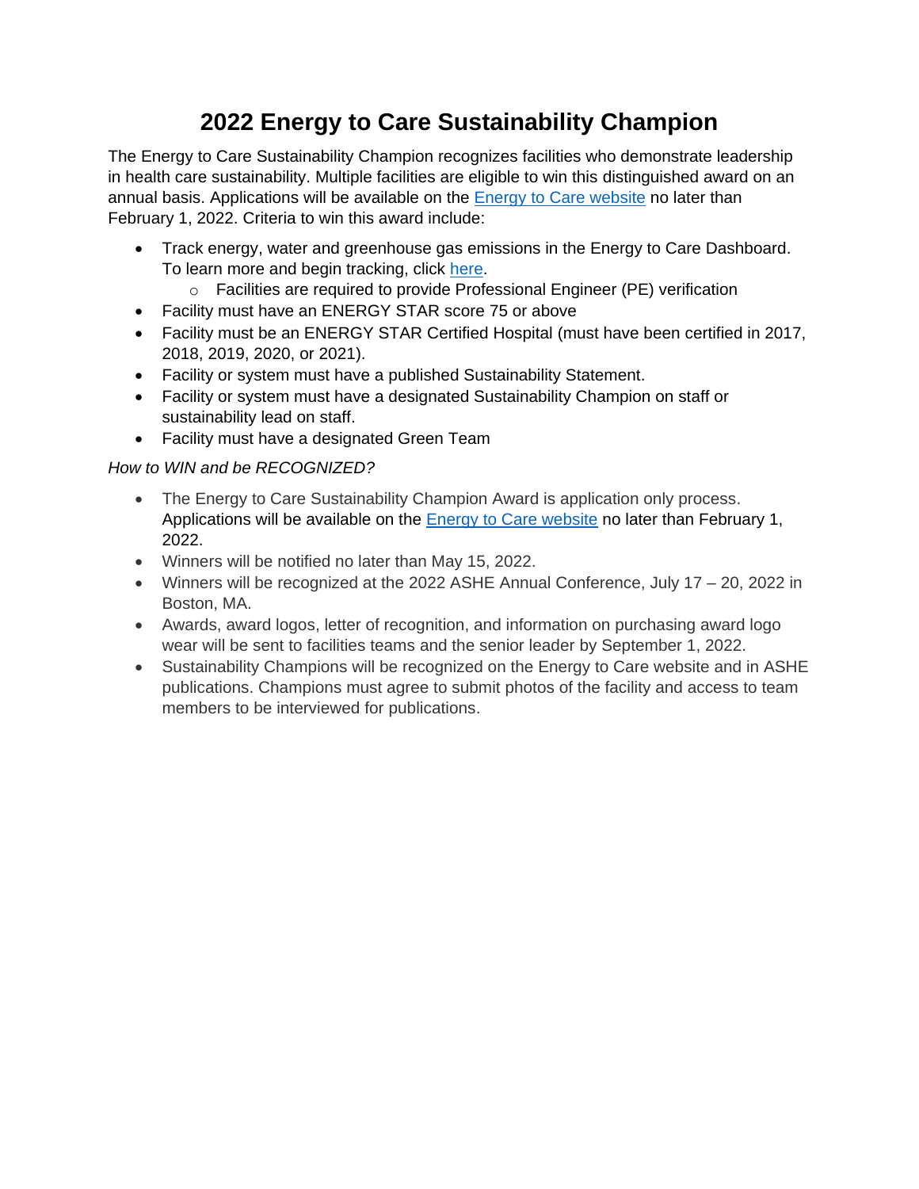# 2022 Energy to Care Sustainability Champion

The Energy to Care Sustainability Champion recognizes facilities who demonstrate leadership in health care sustainability. Multiple facilities are eligible to win this distinguished award on an annual basis. Applications will be available on the Energy to Care website no later than February 1, 2022. Criteria to win this award include:

- Track energy, water and greenhouse gas emissions in the Energy to Care Dashboard. To learn more and begin tracking, click here.
  - Facilities are required to provide Professional Engineer (PE) verification
- Facility must have an ENERGY STAR score 75 or above
- Facility must be an ENERGY STAR Certified Hospital (must have been certified in 2017, 2018, 2019, 2020, or 2021).
- Facility or system must have a published Sustainability Statement.
- Facility or system must have a designated Sustainability Champion on staff or sustainability lead on staff.
- Facility must have a designated Green Team

*How to WIN and be RECOGNIZED?*

- The Energy to Care Sustainability Champion Award is application only process. Applications will be available on the Energy to Care website no later than February 1, 2022.
- Winners will be notified no later than May 15, 2022.
- Winners will be recognized at the 2022 ASHE Annual Conference, July 17 – 20, 2022 in Boston, MA.
- Awards, award logos, letter of recognition, and information on purchasing award logo wear will be sent to facilities teams and the senior leader by September 1, 2022.
- Sustainability Champions will be recognized on the Energy to Care website and in ASHE publications. Champions must agree to submit photos of the facility and access to team members to be interviewed for publications.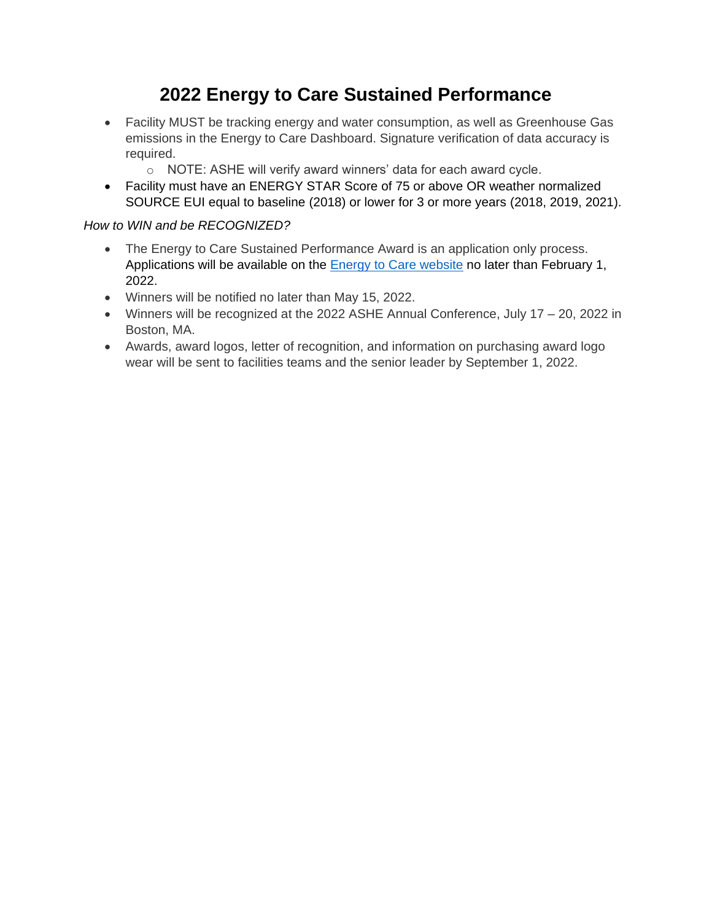# 2022 Energy to Care Sustained Performance

- Facility MUST be tracking energy and water consumption, as well as Greenhouse Gas emissions in the Energy to Care Dashboard. Signature verification of data accuracy is required.
  - NOTE: ASHE will verify award winners' data for each award cycle.
- Facility must have an ENERGY STAR Score of 75 or above OR weather normalized SOURCE EUI equal to baseline (2018) or lower for 3 or more years (2018, 2019, 2021).

*How to WIN and be RECOGNIZED?*

- The Energy to Care Sustained Performance Award is an application only process. Applications will be available on the Energy to Care website no later than February 1, 2022.
- Winners will be notified no later than May 15, 2022.
- Winners will be recognized at the 2022 ASHE Annual Conference, July 17 – 20, 2022 in Boston, MA.
- Awards, award logos, letter of recognition, and information on purchasing award logo wear will be sent to facilities teams and the senior leader by September 1, 2022.